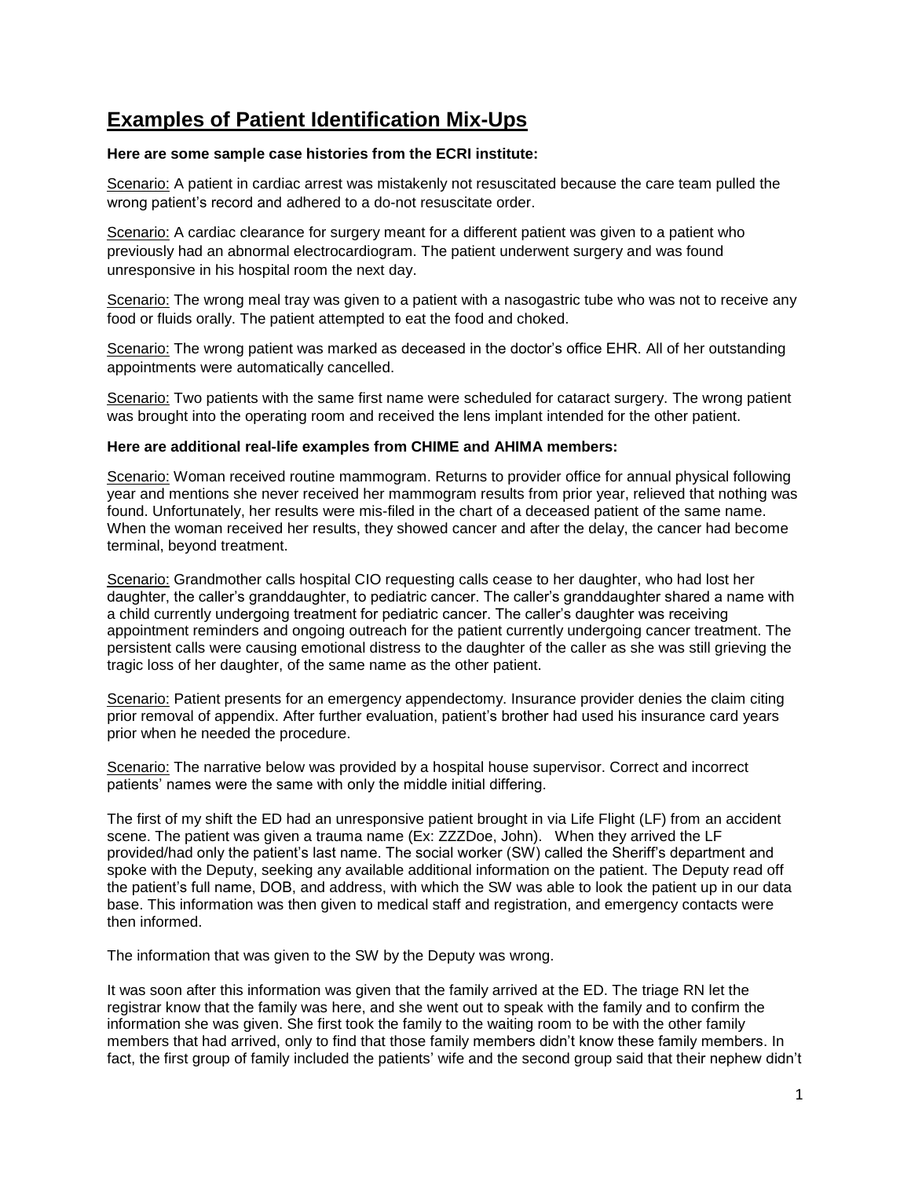# Examples of Patient Identification Mix-Ups

**Here are some sample case histories from the ECRI institute:**

Scenario: A patient in cardiac arrest was mistakenly not resuscitated because the care team pulled the wrong patient's record and adhered to a do-not resuscitate order.

Scenario: A cardiac clearance for surgery meant for a different patient was given to a patient who previously had an abnormal electrocardiogram. The patient underwent surgery and was found unresponsive in his hospital room the next day.

Scenario: The wrong meal tray was given to a patient with a nasogastric tube who was not to receive any food or fluids orally. The patient attempted to eat the food and choked.

Scenario: The wrong patient was marked as deceased in the doctor's office EHR. All of her outstanding appointments were automatically cancelled.

Scenario: Two patients with the same first name were scheduled for cataract surgery. The wrong patient was brought into the operating room and received the lens implant intended for the other patient.

**Here are additional real-life examples from CHIME and AHIMA members:**

Scenario: Woman received routine mammogram. Returns to provider office for annual physical following year and mentions she never received her mammogram results from prior year, relieved that nothing was found. Unfortunately, her results were mis-filed in the chart of a deceased patient of the same name. When the woman received her results, they showed cancer and after the delay, the cancer had become terminal, beyond treatment.

Scenario: Grandmother calls hospital CIO requesting calls cease to her daughter, who had lost her daughter, the caller's granddaughter, to pediatric cancer. The caller's granddaughter shared a name with a child currently undergoing treatment for pediatric cancer. The caller's daughter was receiving appointment reminders and ongoing outreach for the patient currently undergoing cancer treatment. The persistent calls were causing emotional distress to the daughter of the caller as she was still grieving the tragic loss of her daughter, of the same name as the other patient.

Scenario: Patient presents for an emergency appendectomy. Insurance provider denies the claim citing prior removal of appendix. After further evaluation, patient's brother had used his insurance card years prior when he needed the procedure.

Scenario: The narrative below was provided by a hospital house supervisor. Correct and incorrect patients' names were the same with only the middle initial differing.

The first of my shift the ED had an unresponsive patient brought in via Life Flight (LF) from an accident scene. The patient was given a trauma name (Ex: ZZZDoe, John). When they arrived the LF provided/had only the patient's last name. The social worker (SW) called the Sheriff's department and spoke with the Deputy, seeking any available additional information on the patient. The Deputy read off the patient's full name, DOB, and address, with which the SW was able to look the patient up in our data base. This information was then given to medical staff and registration, and emergency contacts were then informed.

The information that was given to the SW by the Deputy was wrong.

It was soon after this information was given that the family arrived at the ED. The triage RN let the registrar know that the family was here, and she went out to speak with the family and to confirm the information she was given. She first took the family to the waiting room to be with the other family members that had arrived, only to find that those family members didn't know these family members. In fact, the first group of family included the patients' wife and the second group said that their nephew didn't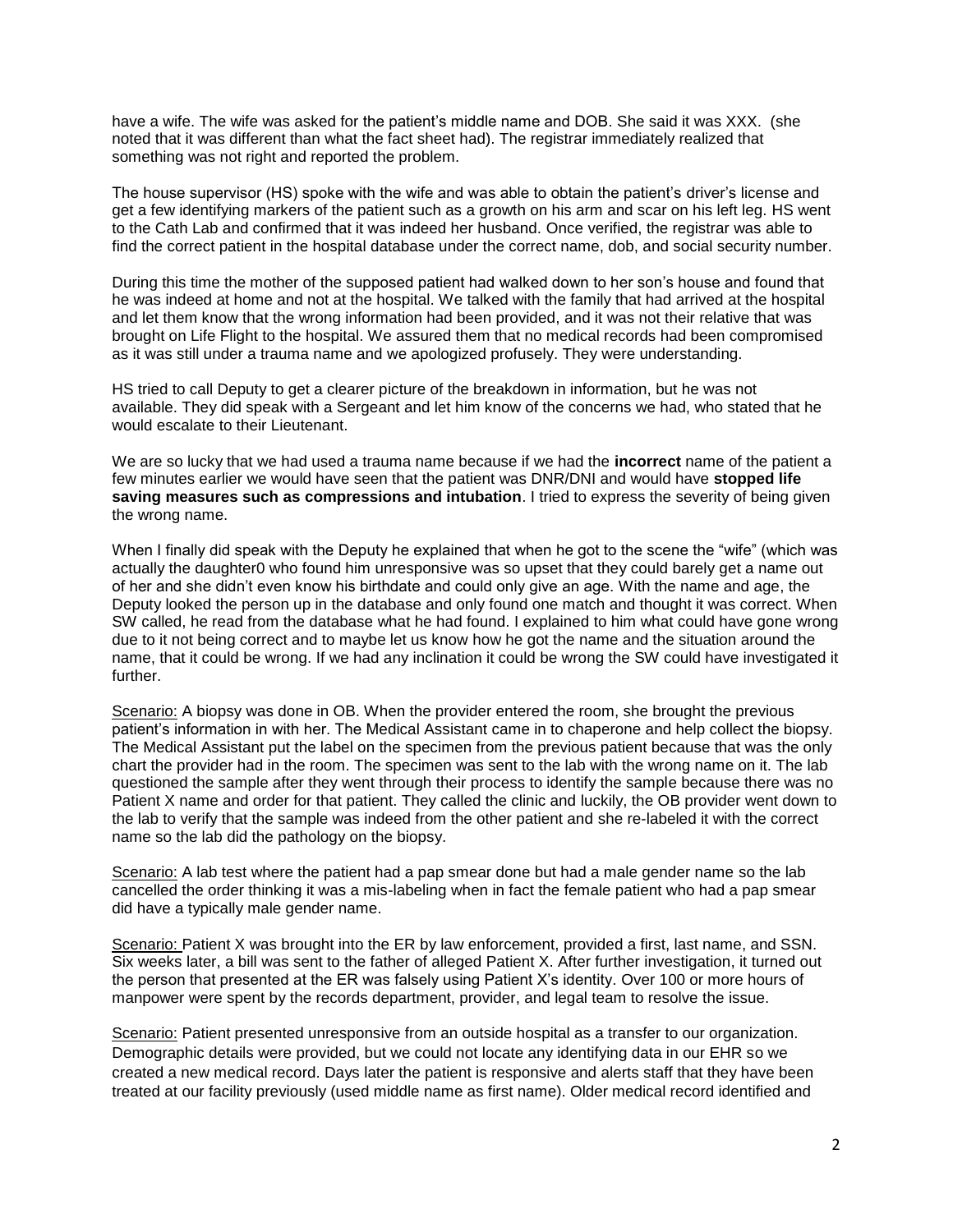have a wife. The wife was asked for the patient's middle name and DOB. She said it was XXX. (she noted that it was different than what the fact sheet had). The registrar immediately realized that something was not right and reported the problem.

The house supervisor (HS) spoke with the wife and was able to obtain the patient's driver's license and get a few identifying markers of the patient such as a growth on his arm and scar on his left leg. HS went to the Cath Lab and confirmed that it was indeed her husband. Once verified, the registrar was able to find the correct patient in the hospital database under the correct name, dob, and social security number.

During this time the mother of the supposed patient had walked down to her son's house and found that he was indeed at home and not at the hospital. We talked with the family that had arrived at the hospital and let them know that the wrong information had been provided, and it was not their relative that was brought on Life Flight to the hospital. We assured them that no medical records had been compromised as it was still under a trauma name and we apologized profusely. They were understanding.

HS tried to call Deputy to get a clearer picture of the breakdown in information, but he was not available. They did speak with a Sergeant and let him know of the concerns we had, who stated that he would escalate to their Lieutenant.

We are so lucky that we had used a trauma name because if we had the **incorrect** name of the patient a few minutes earlier we would have seen that the patient was DNR/DNI and would have **stopped life saving measures such as compressions and intubation**. I tried to express the severity of being given the wrong name.

When I finally did speak with the Deputy he explained that when he got to the scene the "wife" (which was actually the daughter0 who found him unresponsive was so upset that they could barely get a name out of her and she didn't even know his birthdate and could only give an age. With the name and age, the Deputy looked the person up in the database and only found one match and thought it was correct. When SW called, he read from the database what he had found. I explained to him what could have gone wrong due to it not being correct and to maybe let us know how he got the name and the situation around the name, that it could be wrong. If we had any inclination it could be wrong the SW could have investigated it further.

<u>Scenario:</u> A biopsy was done in OB. When the provider entered the room, she brought the previous patient's information in with her. The Medical Assistant came in to chaperone and help collect the biopsy. The Medical Assistant put the label on the specimen from the previous patient because that was the only chart the provider had in the room. The specimen was sent to the lab with the wrong name on it. The lab questioned the sample after they went through their process to identify the sample because there was no Patient X name and order for that patient. They called the clinic and luckily, the OB provider went down to the lab to verify that the sample was indeed from the other patient and she re-labeled it with the correct name so the lab did the pathology on the biopsy.

<u>Scenario:</u> A lab test where the patient had a pap smear done but had a male gender name so the lab cancelled the order thinking it was a mis-labeling when in fact the female patient who had a pap smear did have a typically male gender name.

<u>Scenario:</u> Patient X was brought into the ER by law enforcement, provided a first, last name, and SSN. Six weeks later, a bill was sent to the father of alleged Patient X. After further investigation, it turned out the person that presented at the ER was falsely using Patient X's identity. Over 100 or more hours of manpower were spent by the records department, provider, and legal team to resolve the issue.

<u>Scenario:</u> Patient presented unresponsive from an outside hospital as a transfer to our organization. Demographic details were provided, but we could not locate any identifying data in our EHR so we created a new medical record. Days later the patient is responsive and alerts staff that they have been treated at our facility previously (used middle name as first name). Older medical record identified and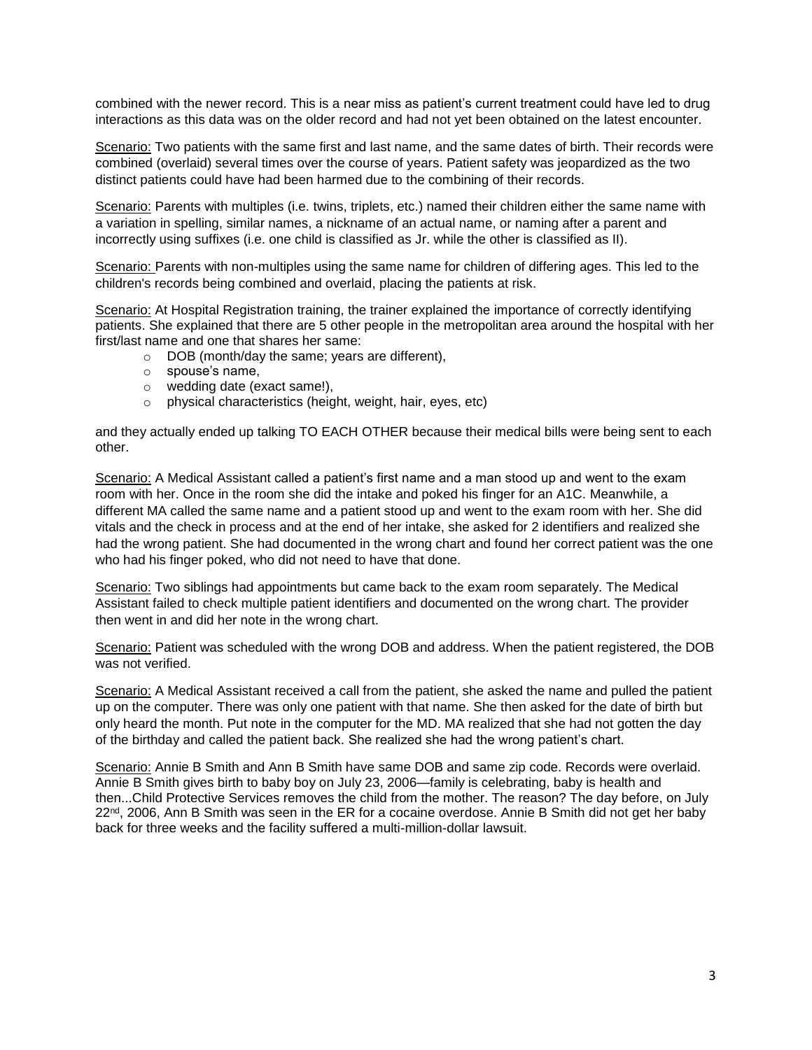combined with the newer record. This is a near miss as patient's current treatment could have led to drug interactions as this data was on the older record and had not yet been obtained on the latest encounter.

Scenario: Two patients with the same first and last name, and the same dates of birth. Their records were combined (overlaid) several times over the course of years. Patient safety was jeopardized as the two distinct patients could have had been harmed due to the combining of their records.

Scenario: Parents with multiples (i.e. twins, triplets, etc.) named their children either the same name with a variation in spelling, similar names, a nickname of an actual name, or naming after a parent and incorrectly using suffixes (i.e. one child is classified as Jr. while the other is classified as II).

Scenario: Parents with non-multiples using the same name for children of differing ages. This led to the children's records being combined and overlaid, placing the patients at risk.

Scenario: At Hospital Registration training, the trainer explained the importance of correctly identifying patients. She explained that there are 5 other people in the metropolitan area around the hospital with her first/last name and one that shares her same:

- DOB (month/day the same; years are different),
- spouse's name,
- wedding date (exact same!),
- physical characteristics (height, weight, hair, eyes, etc)

and they actually ended up talking TO EACH OTHER because their medical bills were being sent to each other.

Scenario: A Medical Assistant called a patient's first name and a man stood up and went to the exam room with her. Once in the room she did the intake and poked his finger for an A1C. Meanwhile, a different MA called the same name and a patient stood up and went to the exam room with her. She did vitals and the check in process and at the end of her intake, she asked for 2 identifiers and realized she had the wrong patient. She had documented in the wrong chart and found her correct patient was the one who had his finger poked, who did not need to have that done.

Scenario: Two siblings had appointments but came back to the exam room separately. The Medical Assistant failed to check multiple patient identifiers and documented on the wrong chart. The provider then went in and did her note in the wrong chart.

Scenario: Patient was scheduled with the wrong DOB and address. When the patient registered, the DOB was not verified.

Scenario: A Medical Assistant received a call from the patient, she asked the name and pulled the patient up on the computer. There was only one patient with that name. She then asked for the date of birth but only heard the month. Put note in the computer for the MD. MA realized that she had not gotten the day of the birthday and called the patient back. She realized she had the wrong patient's chart.

Scenario: Annie B Smith and Ann B Smith have same DOB and same zip code. Records were overlaid. Annie B Smith gives birth to baby boy on July 23, 2006—family is celebrating, baby is health and then...Child Protective Services removes the child from the mother. The reason? The day before, on July 22nd, 2006, Ann B Smith was seen in the ER for a cocaine overdose. Annie B Smith did not get her baby back for three weeks and the facility suffered a multi-million-dollar lawsuit.